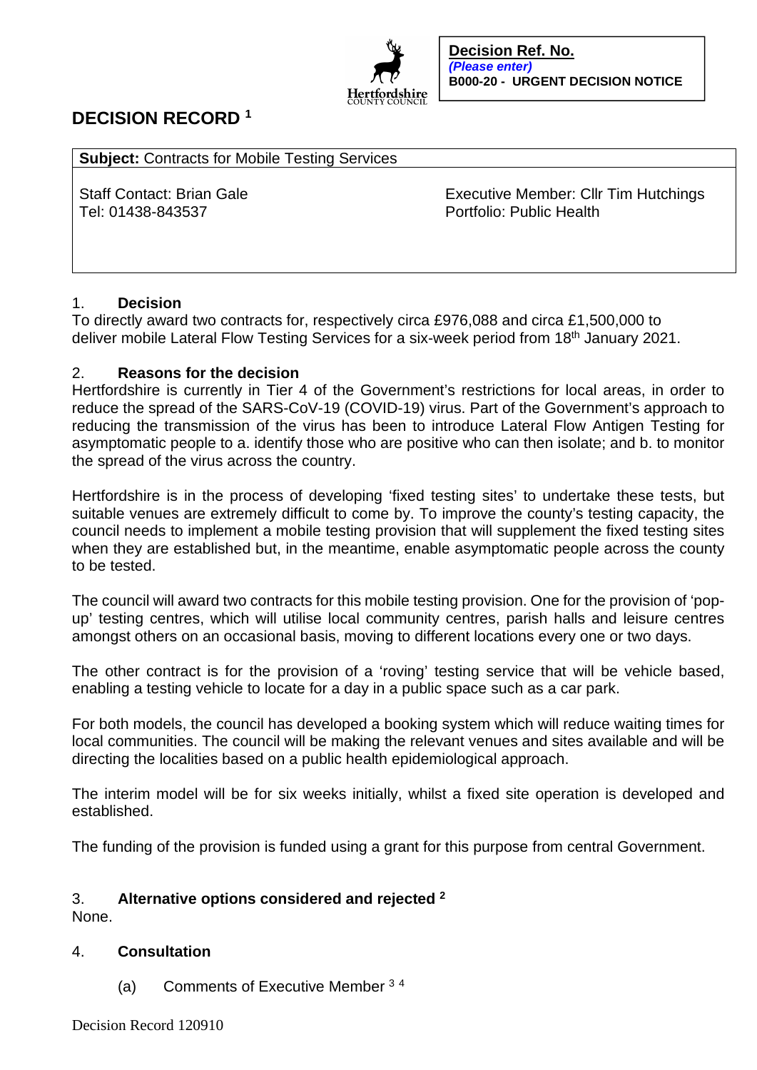**Decision Ref. No.**
*(Please enter)*
**B000-20 - URGENT DECISION NOTICE**

# DECISION RECORD [1]

| **Subject:** Contracts for Mobile Testing Services | |
|---|---|
| Staff Contact: Brian Gale<br>Tel: 01438-843537 | Executive Member: Cllr Tim Hutchings<br>Portfolio: Public Health |

## 1. Decision

To directly award two contracts for, respectively circa £976,088 and circa £1,500,000 to deliver mobile Lateral Flow Testing Services for a six-week period from 18th January 2021.

## 2. Reasons for the decision

Hertfordshire is currently in Tier 4 of the Government's restrictions for local areas, in order to reduce the spread of the SARS-CoV-19 (COVID-19) virus. Part of the Government's approach to reducing the transmission of the virus has been to introduce Lateral Flow Antigen Testing for asymptomatic people to a. identify those who are positive who can then isolate; and b. to monitor the spread of the virus across the country.

Hertfordshire is in the process of developing 'fixed testing sites' to undertake these tests, but suitable venues are extremely difficult to come by. To improve the county's testing capacity, the council needs to implement a mobile testing provision that will supplement the fixed testing sites when they are established but, in the meantime, enable asymptomatic people across the county to be tested.

The council will award two contracts for this mobile testing provision. One for the provision of 'pop-up' testing centres, which will utilise local community centres, parish halls and leisure centres amongst others on an occasional basis, moving to different locations every one or two days.

The other contract is for the provision of a 'roving' testing service that will be vehicle based, enabling a testing vehicle to locate for a day in a public space such as a car park.

For both models, the council has developed a booking system which will reduce waiting times for local communities. The council will be making the relevant venues and sites available and will be directing the localities based on a public health epidemiological approach.

The interim model will be for six weeks initially, whilst a fixed site operation is developed and established.

The funding of the provision is funded using a grant for this purpose from central Government.

## 3. Alternative options considered and rejected [2]

None.

## 4. Consultation

(a) Comments of Executive Member [3] [4]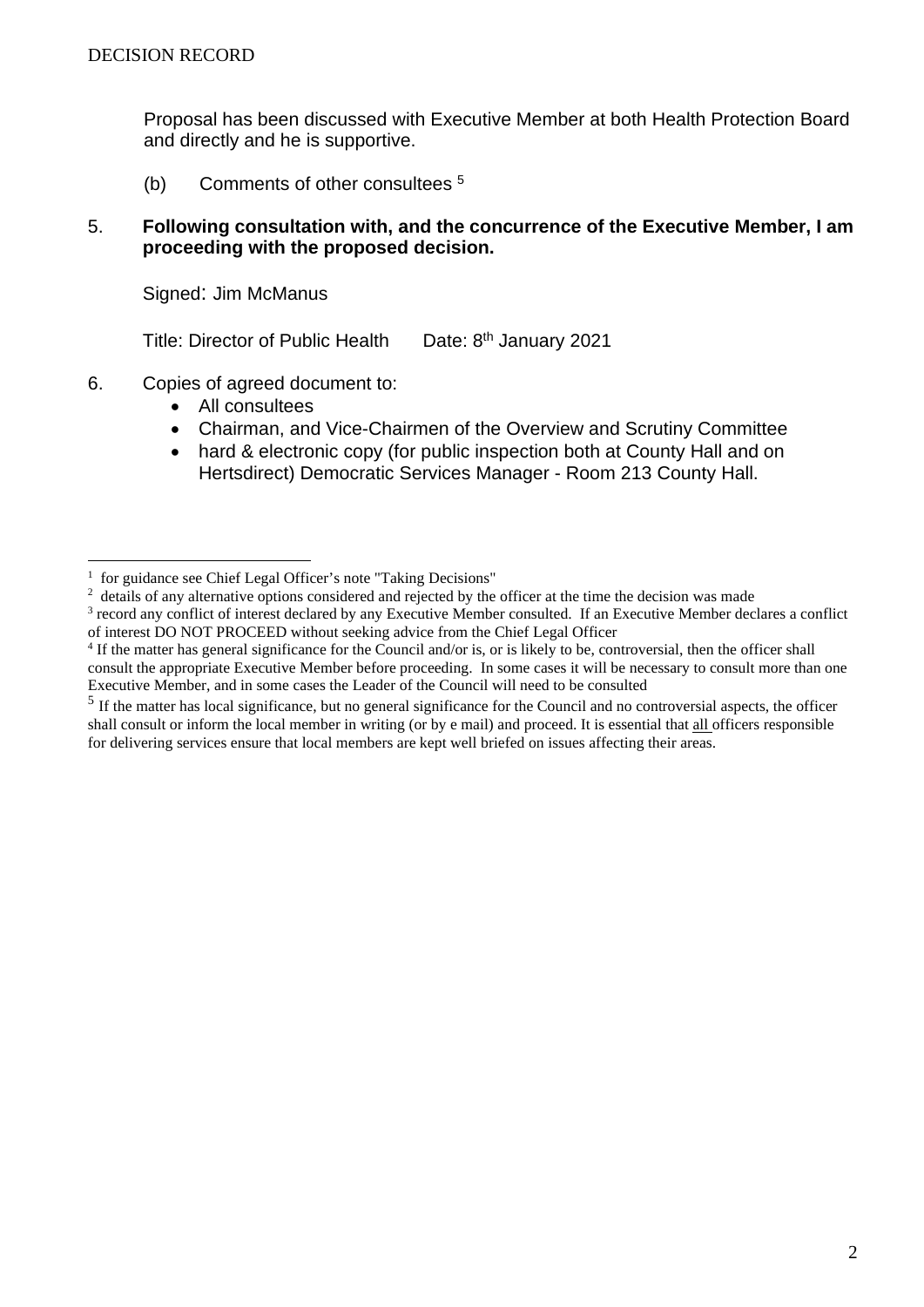Proposal has been discussed with Executive Member at both Health Protection Board and directly and he is supportive.

(b) Comments of other consultees [5]

5. **Following consultation with, and the concurrence of the Executive Member, I am proceeding with the proposed decision.**

Signed: Jim McManus

Title: Director of Public Health    Date: 8th January 2021

6. Copies of agreed document to:
   - All consultees
   - Chairman, and Vice-Chairmen of the Overview and Scrutiny Committee
   - hard & electronic copy (for public inspection both at County Hall and on Hertsdirect) Democratic Services Manager - Room 213 County Hall.

---

[1] for guidance see Chief Legal Officer's note "Taking Decisions"

[2] details of any alternative options considered and rejected by the officer at the time the decision was made

[3] record any conflict of interest declared by any Executive Member consulted. If an Executive Member declares a conflict of interest DO NOT PROCEED without seeking advice from the Chief Legal Officer

[4] If the matter has general significance for the Council and/or is, or is likely to be, controversial, then the officer shall consult the appropriate Executive Member before proceeding. In some cases it will be necessary to consult more than one Executive Member, and in some cases the Leader of the Council will need to be consulted

[5] If the matter has local significance, but no general significance for the Council and no controversial aspects, the officer shall consult or inform the local member in writing (or by e mail) and proceed. It is essential that all officers responsible for delivering services ensure that local members are kept well briefed on issues affecting their areas.